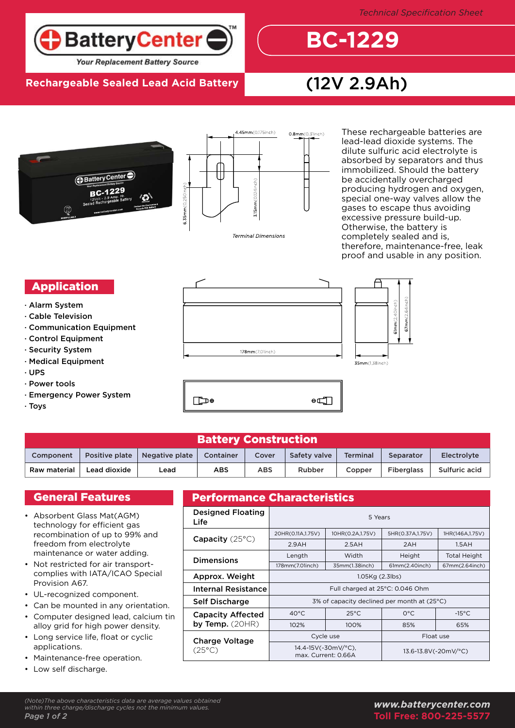Technical Specification Sheet

# BC-1229

## Rechargeable Sealed Lead Acid Battery (12V 2.9Ah)

BatteryCenter™ — Your Replacement Battery Source

4.45mm(0.175inch) 0.8mm(0.31inch) 6.35mm(0.250inch) 3.15mm(0.124inch)

*Terminal Dimensions*

These rechargeable batteries are lead-lead dioxide systems. The dilute sulfuric acid electrolyte is absorbed by separators and thus immobilized. Should the battery be accidentally overcharged producing hydrogen and oxygen, special one-way valves allow the gases to escape thus avoiding excessive pressure build-up. Otherwise, the battery is completely sealed and is, therefore, maintenance-free, leak proof and usable in any position.

## Application

- Alarm System
- Cable Television
- Communication Equipment
- Control Equipment
- Security System
- Medical Equipment
- UPS
- Power tools
- Emergency Power System
- Toys

178mm(7.01inch) 35mm(1.38inch) 61mm(2.40inch) 67mm(2.64inch)

## Battery Construction

| Component | Positive plate | Negative plate | Container | Cover | Safety valve | Terminal | Separator | Electrolyte |
|---|---|---|---|---|---|---|---|---|
| Raw material | Lead dioxide | Lead | ABS | ABS | Rubber | Copper | Fiberglass | Sulfuric acid |

## General Features

- Absorbent Glass Mat(AGM) technology for efficient gas recombination of up to 99% and freedom from electrolyte maintenance or water adding.
- Not restricted for air transport-complies with IATA/ICAO Special Provision A67.
- UL-recognized component.
- Can be mounted in any orientation.
- Computer designed lead, calcium tin alloy grid for high power density.
- Long service life, float or cyclic applications.
- Maintenance-free operation.
- Low self discharge.

## Performance Characteristics

| | | | | |
|---|---|---|---|---|
| Designed Floating Life | 5 Years | | | |
| Capacity (25°C) | 20HR(0.11A,1.75V) | 10HR(0.2A,1.75V) | 5HR(0.37A,1.75V) | 1HR(146A,1.75V) |
| | 2.9AH | 2.5AH | 2AH | 1.5AH |
| Dimensions | Length | Width | Height | Total Height |
| | 178mm(7.01inch) | 35mm(1.38inch) | 61mm(2.40inch) | 67mm(2.64inch) |
| Approx. Weight | 1.05Kg (2.3lbs) | | | |
| Internal Resistance | Full charged at 25°C: 0.046 Ohm | | | |
| Self Discharge | 3% of capacity declined per month at (25°C) | | | |
| Capacity Affected by Temp. (20HR) | 40°C | 25°C | 0°C | -15°C |
| | 102% | 100% | 85% | 65% |
| Charge Voltage (25°C) | Cycle use | | Float use | |
| | 14.4-15V(-30mV/°C), max. Current: 0.66A | | 13.6-13.8V(-20mV/°C) | |

*(Note)The above characteristics data are average values obtained within three charge/discharge cycles not the minimum values.*

**www.batterycenter.com**
**Toll Free: 800-225-5577**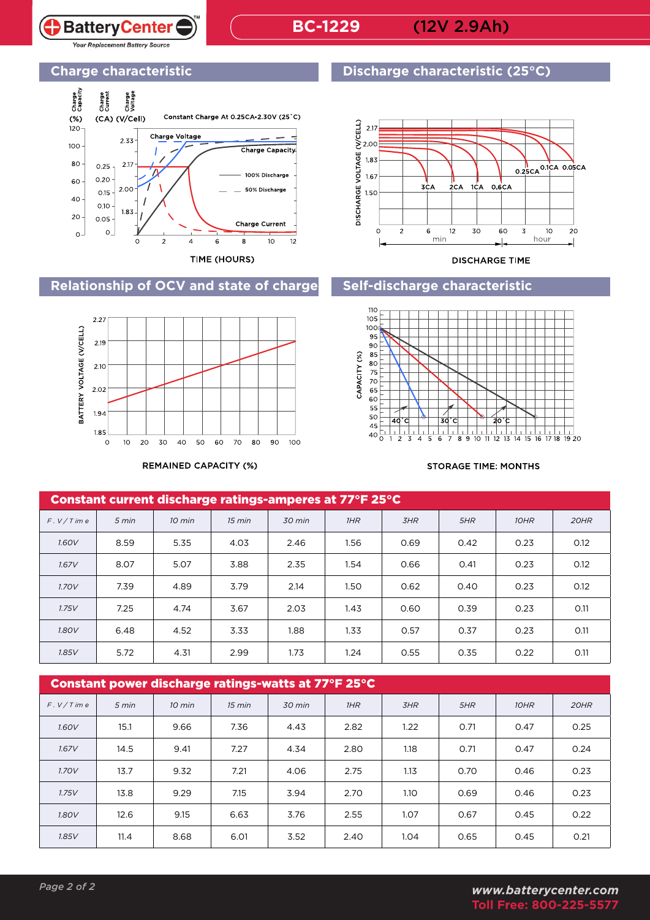BatteryCenter
Your Replacement Battery Source

# BC-1229 (12V 2.9Ah)

## Charge characteristic

Charge Capacity
Charge Current
Charge Voltage
(%) (CA) (V/Cell)
Constant Charge At 0.25CA-2.30V (25˚C)
120
100
80
60
40
20
0
0.25
0.20
0.15
0.10
0.05
0
2.33
2.17
2.00
1.83
Charge Voltage
Charge Capacity
100% Discharge
50% Discharge
Charge Current
0 2 4 6 8 10 12
TIME (HOURS)

## Discharge characteristic (25°C)

DISCHARGE VOLTAGE (V/CELL)
2.17
2.00
1.83
1.67
1.50
3CA 2CA 1CA 0.6CA 0.25CA 0.1CA 0.05CA
0 2 6 12 30 60 3 10 20
min hour
DISCHARGE TIME

## Relationship of OCV and state of charge

BATTERY VOLTAGE (V/CELL)
2.27
2.19
2.10
2.02
1.94
1.85
0 10 20 30 40 50 60 70 80 90 100
REMAINED CAPACITY (%)

## Self-discharge characteristic

CAPACITY (%)
110
105
100
95
90
85
80
75
70
65
60
55
50
45
40
40˚C 30˚C 20˚C
0 1 2 3 4 5 6 7 8 9 10 11 12 13 14 15 16 17 18 19 20
STORAGE TIME: MONTHS

## Constant current discharge ratings-amperes at 77°F 25°C

| F.V/Time | 5 min | 10 min | 15 min | 30 min | 1HR | 3HR | 5HR | 10HR | 20HR |
|---|---|---|---|---|---|---|---|---|---|
| 1.60V | 8.59 | 5.35 | 4.03 | 2.46 | 1.56 | 0.69 | 0.42 | 0.23 | 0.12 |
| 1.67V | 8.07 | 5.07 | 3.88 | 2.35 | 1.54 | 0.66 | 0.41 | 0.23 | 0.12 |
| 1.70V | 7.39 | 4.89 | 3.79 | 2.14 | 1.50 | 0.62 | 0.40 | 0.23 | 0.12 |
| 1.75V | 7.25 | 4.74 | 3.67 | 2.03 | 1.43 | 0.60 | 0.39 | 0.23 | 0.11 |
| 1.80V | 6.48 | 4.52 | 3.33 | 1.88 | 1.33 | 0.57 | 0.37 | 0.23 | 0.11 |
| 1.85V | 5.72 | 4.31 | 2.99 | 1.73 | 1.24 | 0.55 | 0.35 | 0.22 | 0.11 |

## Constant power discharge ratings-watts at 77°F 25°C

| F.V/Time | 5 min | 10 min | 15 min | 30 min | 1HR | 3HR | 5HR | 10HR | 20HR |
|---|---|---|---|---|---|---|---|---|---|
| 1.60V | 15.1 | 9.66 | 7.36 | 4.43 | 2.82 | 1.22 | 0.71 | 0.47 | 0.25 |
| 1.67V | 14.5 | 9.41 | 7.27 | 4.34 | 2.80 | 1.18 | 0.71 | 0.47 | 0.24 |
| 1.70V | 13.7 | 9.32 | 7.21 | 4.06 | 2.75 | 1.13 | 0.70 | 0.46 | 0.23 |
| 1.75V | 13.8 | 9.29 | 7.15 | 3.94 | 2.70 | 1.10 | 0.69 | 0.46 | 0.23 |
| 1.80V | 12.6 | 9.15 | 6.63 | 3.76 | 2.55 | 1.07 | 0.67 | 0.45 | 0.22 |
| 1.85V | 11.4 | 8.68 | 6.01 | 3.52 | 2.40 | 1.04 | 0.65 | 0.45 | 0.21 |

www.batterycenter.com
Toll Free: 800-225-5577